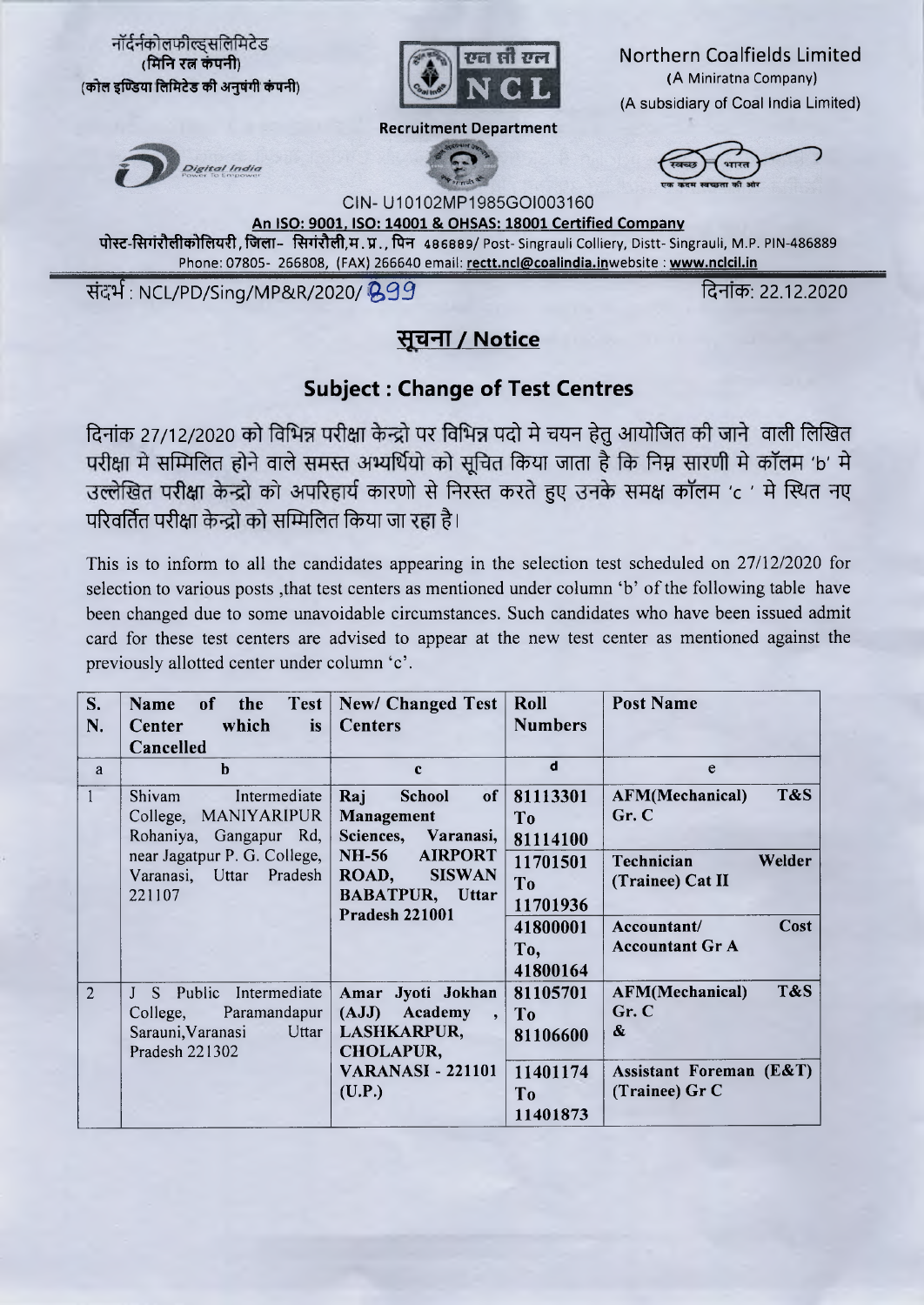नॉर्दर्नकोलफील्ड्सलिमिटेड
(मिनि रत्न कंपनी)
(कोल इण्डिया लिमिटेड की अनुषंगी कंपनी)

Northern Coalfields Limited
(A Miniratna Company)
(A subsidiary of Coal India Limited)

Recruitment Department

CIN- U10102MP1985GOI003160

**An ISO: 9001, ISO: 14001 & OHSAS: 18001 Certified Company**

पोस्ट-सिंगरौलीकोलियरी, जिला- सिंगरौली,म.प्र., पिन 486889/ Post- Singrauli Colliery, Distt- Singrauli, M.P. PIN-486889
Phone: 07805- 266808, (FAX) 266640 email: rectt.ncl@coalindia.in website : www.nclcil.in

संदर्भ : NCL/PD/Sing/MP&R/2020/ 899 दिनांक: 22.12.2020

## सूचना / Notice

### Subject : Change of Test Centres

दिनांक 27/12/2020 को विभिन्न परीक्षा केन्द्रो पर विभिन्न पदो मे चयन हेतु आयोजित की जाने वाली लिखित परीक्षा मे सम्मिलित होने वाले समस्त अभ्यर्थियो को सूचित किया जाता है कि निम्न सारणी मे कॉलम 'b' मे उल्लेखित परीक्षा केन्द्रो को अपरिहार्य कारणो से निरस्त करते हुए उनके समक्ष कॉलम 'c' मे स्थित नए परिवर्तित परीक्षा केन्द्रो को सम्मिलित किया जा रहा है।

This is to inform to all the candidates appearing in the selection test scheduled on 27/12/2020 for selection to various posts ,that test centers as mentioned under column 'b' of the following table have been changed due to some unavoidable circumstances. Such candidates who have been issued admit card for these test centers are advised to appear at the new test center as mentioned against the previously allotted center under column 'c'.

| S. N. | Name of the Test Center which is Cancelled | New/ Changed Test Centers | Roll Numbers | Post Name |
|---|---|---|---|---|
| a | b | c | d | e |
| 1 | Shivam Intermediate College, MANIYARIPUR Rohaniya, Gangapur Rd, near Jagatpur P. G. College, Varanasi, Uttar Pradesh 221107 | **Raj School of Management Sciences, Varanasi, NH-56 AIRPORT ROAD, SISWAN BABATPUR, Uttar Pradesh 221001** | **81113301 To 81114100** | **AFM(Mechanical) T&S Gr. C** |
| | | | **11701501 To 11701936** | **Technician Welder (Trainee) Cat II** |
| | | | **41800001 To, 41800164** | **Accountant/ Cost Accountant Gr A** |
| 2 | J S Public Intermediate College, Paramandapur Sarauni,Varanasi Uttar Pradesh 221302 | **Amar Jyoti Jokhan (AJJ) Academy , LASHKARPUR, CHOLAPUR, VARANASI - 221101 (U.P.)** | **81105701 To 81106600** | **AFM(Mechanical) T&S Gr. C &** |
| | | | **11401174 To 11401873** | **Assistant Foreman (E&T) (Trainee) Gr C** |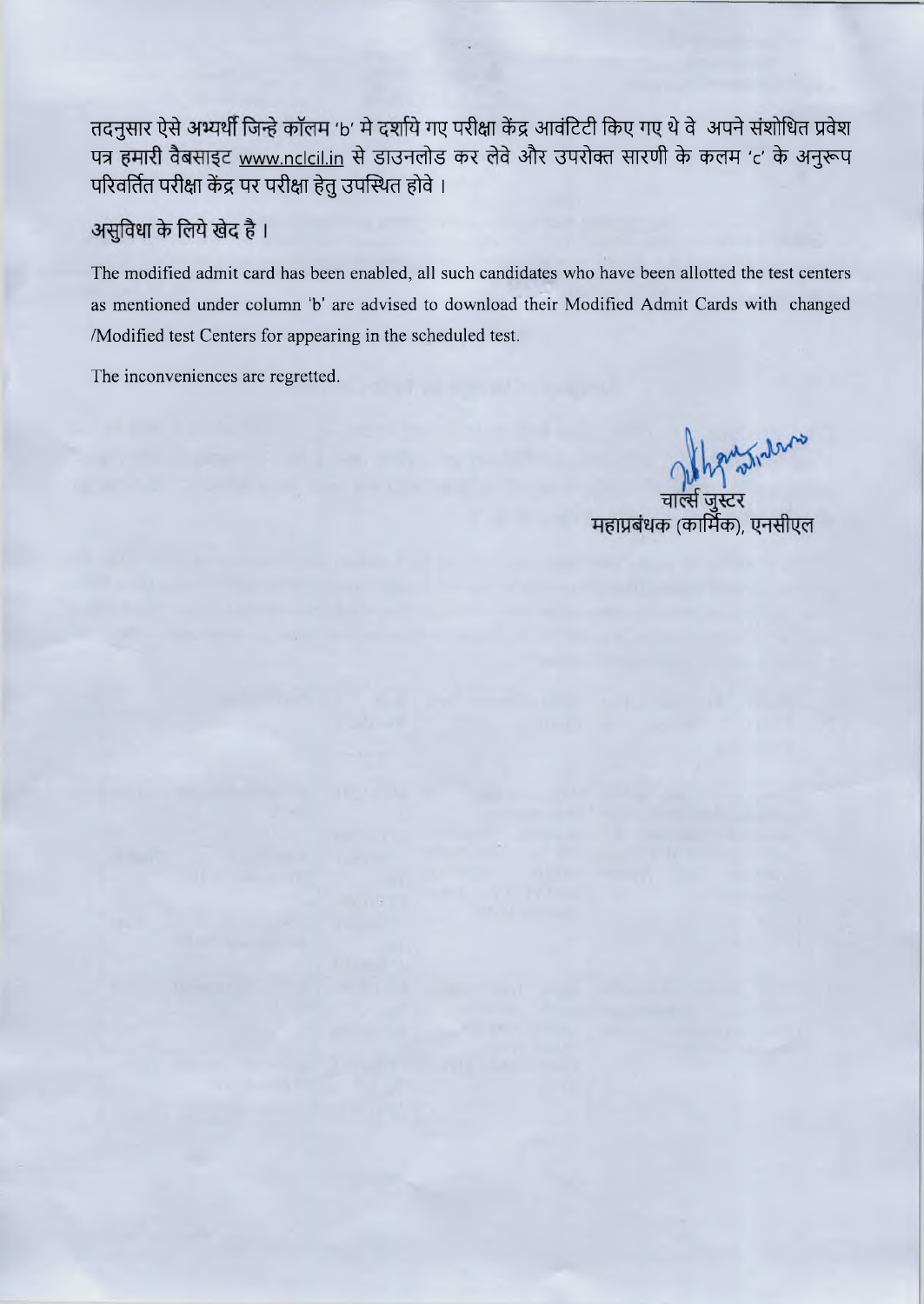तदनुसार ऐसे अभ्यर्थी जिन्हे कॉलम 'b' मे दर्शाये गए परीक्षा केंद्र आवंटिटी किए गए थे वे अपने संशोधित प्रवेश पत्र हमारी वैबसाइट www.nclcil.in से डाउनलोड कर लेवे और उपरोक्त सारणी के कलम 'c' के अनुरूप परिवर्तित परीक्षा केंद्र पर परीक्षा हेतु उपस्थित होवे ।

असुविधा के लिये खेद है ।

The modified admit card has been enabled, all such candidates who have been allotted the test centers as mentioned under column 'b' are advised to download their Modified Admit Cards with changed /Modified test Centers for appearing in the scheduled test.

The inconveniences are regretted.

चार्ल्स जुस्टर
महाप्रबंधक (कार्मिक), एनसीएल